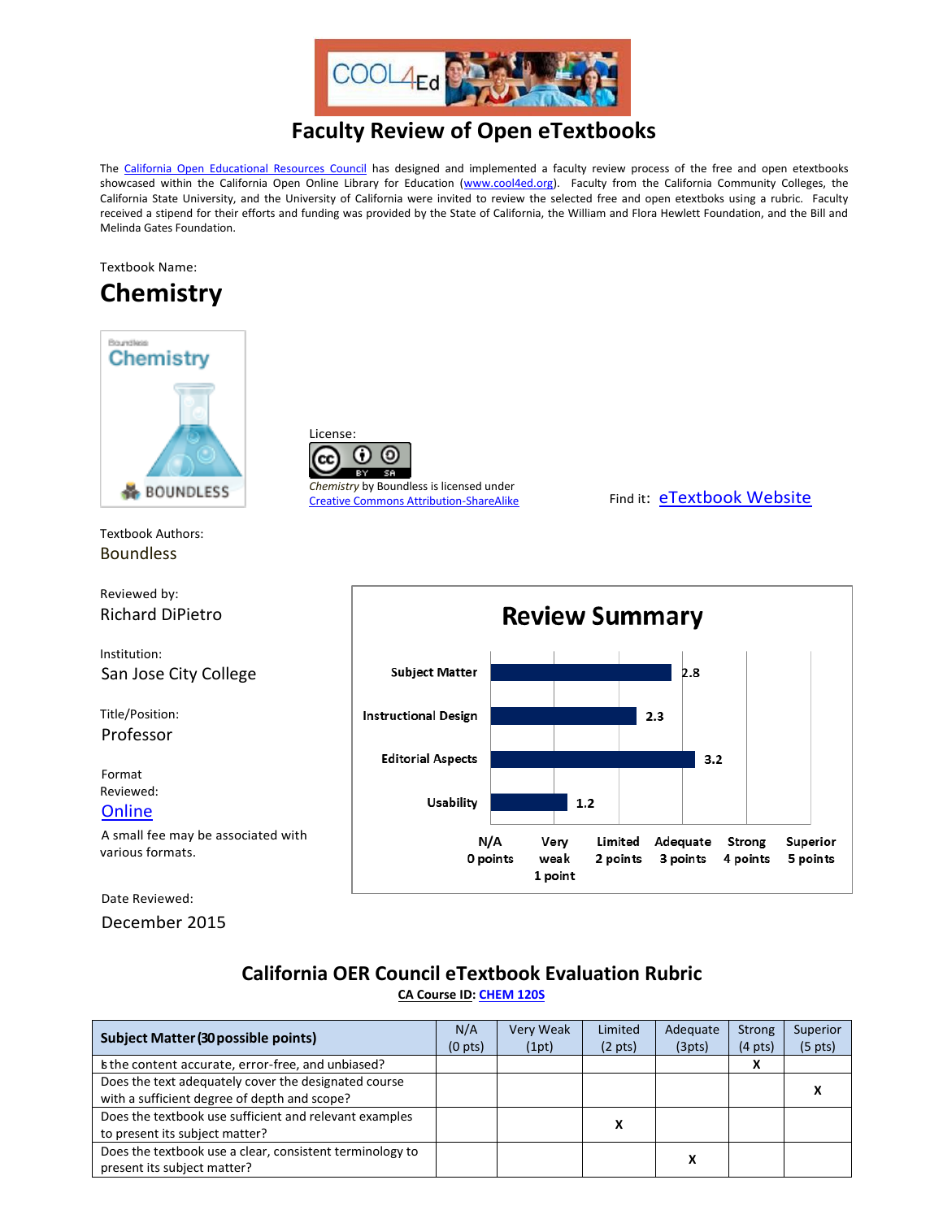# Faculty Review of Open eTextbooks

The California Open Educational Resources Council has designed and implemented a faculty review process of the free and open etextbooks showcased within the California Open Online Library for Education (www.cool4ed.org). Faculty from the California Community Colleges, the California State University, and the University of California were invited to review the selected free and open etextboks using a rubric. Faculty received a stipend for their efforts and funding was provided by the State of California, the William and Flora Hewlett Foundation, and the Bill and Melinda Gates Foundation.

Textbook Name:

## Chemistry

License:

*Chemistry* by Boundless is licensed under Creative Commons Attribution-ShareAlike

Find it: eTextbook Website

Textbook Authors:
Boundless

Reviewed by:
Richard DiPietro

Institution:
San Jose City College

Title/Position:
Professor

Format Reviewed:
Online

A small fee may be associated with various formats.

Date Reviewed:
December 2015

### Review Summary

| Category | Score |
|---|---|
| Subject Matter | 2.8 |
| Instructional Design | 2.3 |
| Editorial Aspects | 3.2 |
| Usability | 1.2 |

Scale: N/A 0 points; Very weak 1 point; Limited 2 points; Adequate 3 points; Strong 4 points; Superior 5 points

## California OER Council eTextbook Evaluation Rubric

**CA Course ID: CHEM 120S**

| Subject Matter (30 possible points) | N/A (0 pts) | Very Weak (1pt) | Limited (2 pts) | Adequate (3pts) | Strong (4 pts) | Superior (5 pts) |
|---|---|---|---|---|---|---|
| Is the content accurate, error-free, and unbiased? | | | | | X | |
| Does the text adequately cover the designated course with a sufficient degree of depth and scope? | | | | | | X |
| Does the textbook use sufficient and relevant examples to present its subject matter? | | | X | | | |
| Does the textbook use a clear, consistent terminology to present its subject matter? | | | | X | | |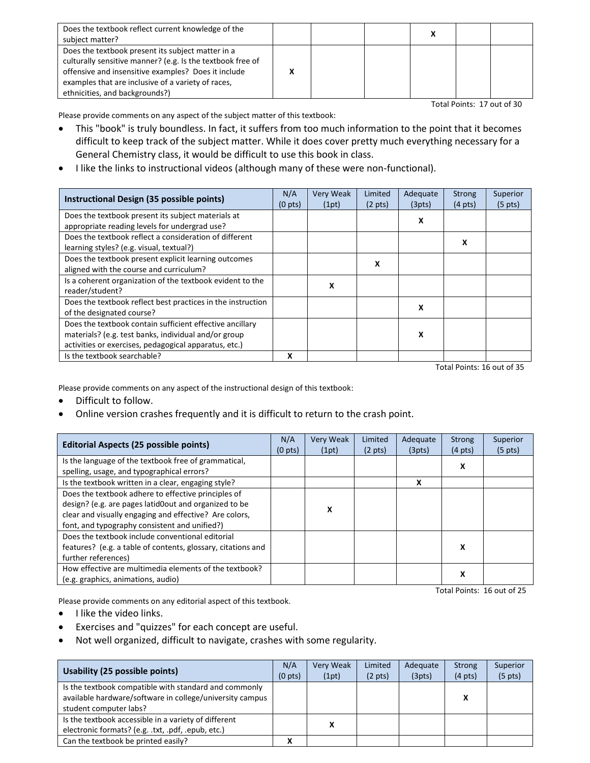| | | | | | | |
|---|---|---|---|---|---|---|
| Does the textbook reflect current knowledge of the subject matter? | | | | X | | |
| Does the textbook present its subject matter in a culturally sensitive manner? (e.g. Is the textbook free of offensive and insensitive examples? Does it include examples that are inclusive of a variety of races, ethnicities, and backgrounds?) | X | | | | | |

Total Points: 17 out of 30

Please provide comments on any aspect of the subject matter of this textbook:

- This "book" is truly boundless. In fact, it suffers from too much information to the point that it becomes difficult to keep track of the subject matter. While it does cover pretty much everything necessary for a General Chemistry class, it would be difficult to use this book in class.
- I like the links to instructional videos (although many of these were non-functional).

| **Instructional Design (35 possible points)** | N/A (0 pts) | Very Weak (1pt) | Limited (2 pts) | Adequate (3pts) | Strong (4 pts) | Superior (5 pts) |
|---|---|---|---|---|---|---|
| Does the textbook present its subject materials at appropriate reading levels for undergrad use? | | | | X | | |
| Does the textbook reflect a consideration of different learning styles? (e.g. visual, textual?) | | | | | X | |
| Does the textbook present explicit learning outcomes aligned with the course and curriculum? | | | X | | | |
| Is a coherent organization of the textbook evident to the reader/student? | | X | | | | |
| Does the textbook reflect best practices in the instruction of the designated course? | | | | X | | |
| Does the textbook contain sufficient effective ancillary materials? (e.g. test banks, individual and/or group activities or exercises, pedagogical apparatus, etc.) | | | | X | | |
| Is the textbook searchable? | X | | | | | |

Total Points: 16 out of 35

Please provide comments on any aspect of the instructional design of this textbook:

- Difficult to follow.
- Online version crashes frequently and it is difficult to return to the crash point.

| **Editorial Aspects (25 possible points)** | N/A (0 pts) | Very Weak (1pt) | Limited (2 pts) | Adequate (3pts) | Strong (4 pts) | Superior (5 pts) |
|---|---|---|---|---|---|---|
| Is the language of the textbook free of grammatical, spelling, usage, and typographical errors? | | | | | X | |
| Is the textbook written in a clear, engaging style? | | | | X | | |
| Does the textbook adhere to effective principles of design? (e.g. are pages latid0out and organized to be clear and visually engaging and effective? Are colors, font, and typography consistent and unified?) | | X | | | | |
| Does the textbook include conventional editorial features? (e.g. a table of contents, glossary, citations and further references) | | | | | X | |
| How effective are multimedia elements of the textbook? (e.g. graphics, animations, audio) | | | | | X | |

Total Points: 16 out of 25

Please provide comments on any editorial aspect of this textbook.

- I like the video links.
- Exercises and "quizzes" for each concept are useful.
- Not well organized, difficult to navigate, crashes with some regularity.

| **Usability (25 possible points)** | N/A (0 pts) | Very Weak (1pt) | Limited (2 pts) | Adequate (3pts) | Strong (4 pts) | Superior (5 pts) |
|---|---|---|---|---|---|---|
| Is the textbook compatible with standard and commonly available hardware/software in college/university campus student computer labs? | | | | | X | |
| Is the textbook accessible in a variety of different electronic formats? (e.g. .txt, .pdf, .epub, etc.) | | X | | | | |
| Can the textbook be printed easily? | X | | | | | |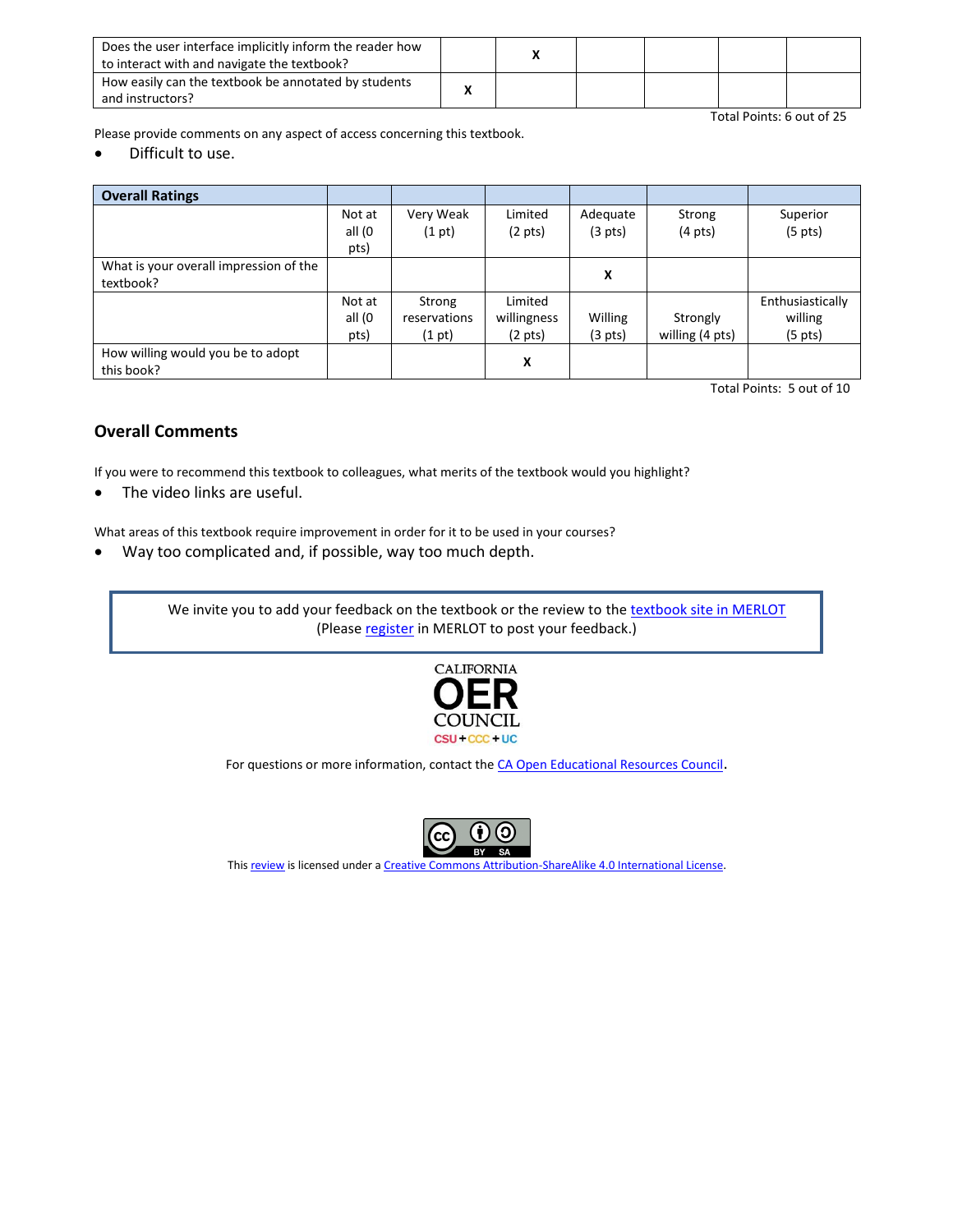| | | | | | | |
|---|---|---|---|---|---|---|
| Does the user interface implicitly inform the reader how to interact with and navigate the textbook? | | X | | | | |
| How easily can the textbook be annotated by students and instructors? | X | | | | | |

Total Points: 6 out of 25

Please provide comments on any aspect of access concerning this textbook.

- Difficult to use.

| Overall Ratings | | | | | | |
|---|---|---|---|---|---|---|
| | Not at all (0 pts) | Very Weak (1 pt) | Limited (2 pts) | Adequate (3 pts) | Strong (4 pts) | Superior (5 pts) |
| What is your overall impression of the textbook? | | | | X | | |
| | Not at all (0 pts) | Strong reservations (1 pt) | Limited willingness (2 pts) | Willing (3 pts) | Strongly willing (4 pts) | Enthusiastically willing (5 pts) |
| How willing would you be to adopt this book? | | | X | | | |

Total Points: 5 out of 10

## Overall Comments

If you were to recommend this textbook to colleagues, what merits of the textbook would you highlight?

- The video links are useful.

What areas of this textbook require improvement in order for it to be used in your courses?

- Way too complicated and, if possible, way too much depth.

We invite you to add your feedback on the textbook or the review to the textbook site in MERLOT (Please register in MERLOT to post your feedback.)

CALIFORNIA OER COUNCIL
CSU + CCC + UC

For questions or more information, contact the CA Open Educational Resources Council.

This review is licensed under a Creative Commons Attribution-ShareAlike 4.0 International License.